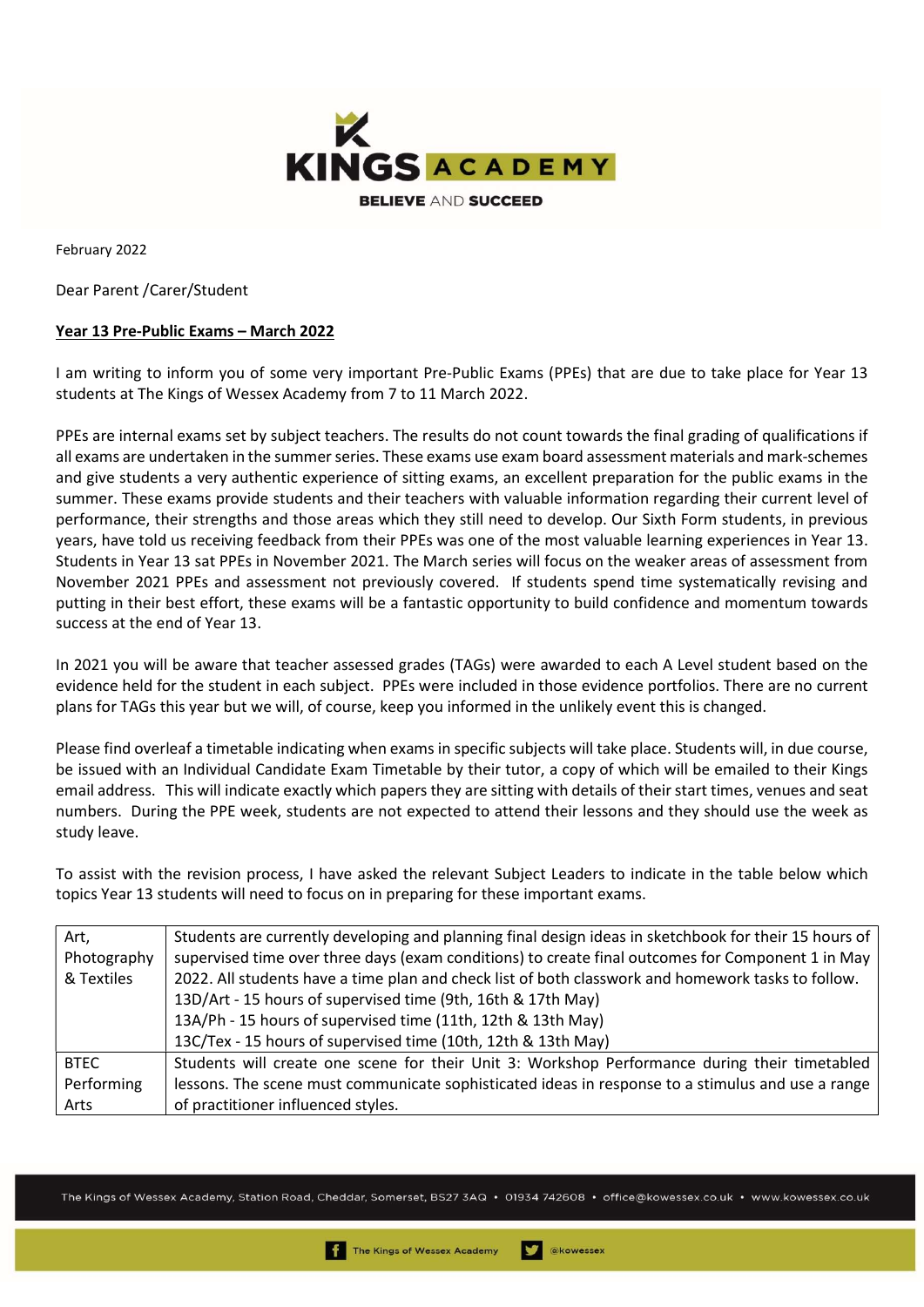KINGS ACADEMY

BELIEVE AND SUCCEED

February 2022

Dear Parent /Carer/Student

**Year 13 Pre-Public Exams – March 2022**

I am writing to inform you of some very important Pre-Public Exams (PPEs) that are due to take place for Year 13 students at The Kings of Wessex Academy from 7 to 11 March 2022.

PPEs are internal exams set by subject teachers. The results do not count towards the final grading of qualifications if all exams are undertaken in the summer series. These exams use exam board assessment materials and mark-schemes and give students a very authentic experience of sitting exams, an excellent preparation for the public exams in the summer. These exams provide students and their teachers with valuable information regarding their current level of performance, their strengths and those areas which they still need to develop. Our Sixth Form students, in previous years, have told us receiving feedback from their PPEs was one of the most valuable learning experiences in Year 13. Students in Year 13 sat PPEs in November 2021. The March series will focus on the weaker areas of assessment from November 2021 PPEs and assessment not previously covered. If students spend time systematically revising and putting in their best effort, these exams will be a fantastic opportunity to build confidence and momentum towards success at the end of Year 13.

In 2021 you will be aware that teacher assessed grades (TAGs) were awarded to each A Level student based on the evidence held for the student in each subject. PPEs were included in those evidence portfolios. There are no current plans for TAGs this year but we will, of course, keep you informed in the unlikely event this is changed.

Please find overleaf a timetable indicating when exams in specific subjects will take place. Students will, in due course, be issued with an Individual Candidate Exam Timetable by their tutor, a copy of which will be emailed to their Kings email address. This will indicate exactly which papers they are sitting with details of their start times, venues and seat numbers. During the PPE week, students are not expected to attend their lessons and they should use the week as study leave.

To assist with the revision process, I have asked the relevant Subject Leaders to indicate in the table below which topics Year 13 students will need to focus on in preparing for these important exams.

| Subject | Focus |
|---|---|
| Art, Photography & Textiles | Students are currently developing and planning final design ideas in sketchbook for their 15 hours of supervised time over three days (exam conditions) to create final outcomes for Component 1 in May 2022. All students have a time plan and check list of both classwork and homework tasks to follow.<br>13D/Art - 15 hours of supervised time (9th, 16th & 17th May)<br>13A/Ph - 15 hours of supervised time (11th, 12th & 13th May)<br>13C/Tex - 15 hours of supervised time (10th, 12th & 13th May) |
| BTEC Performing Arts | Students will create one scene for their Unit 3: Workshop Performance during their timetabled lessons. The scene must communicate sophisticated ideas in response to a stimulus and use a range of practitioner influenced styles. |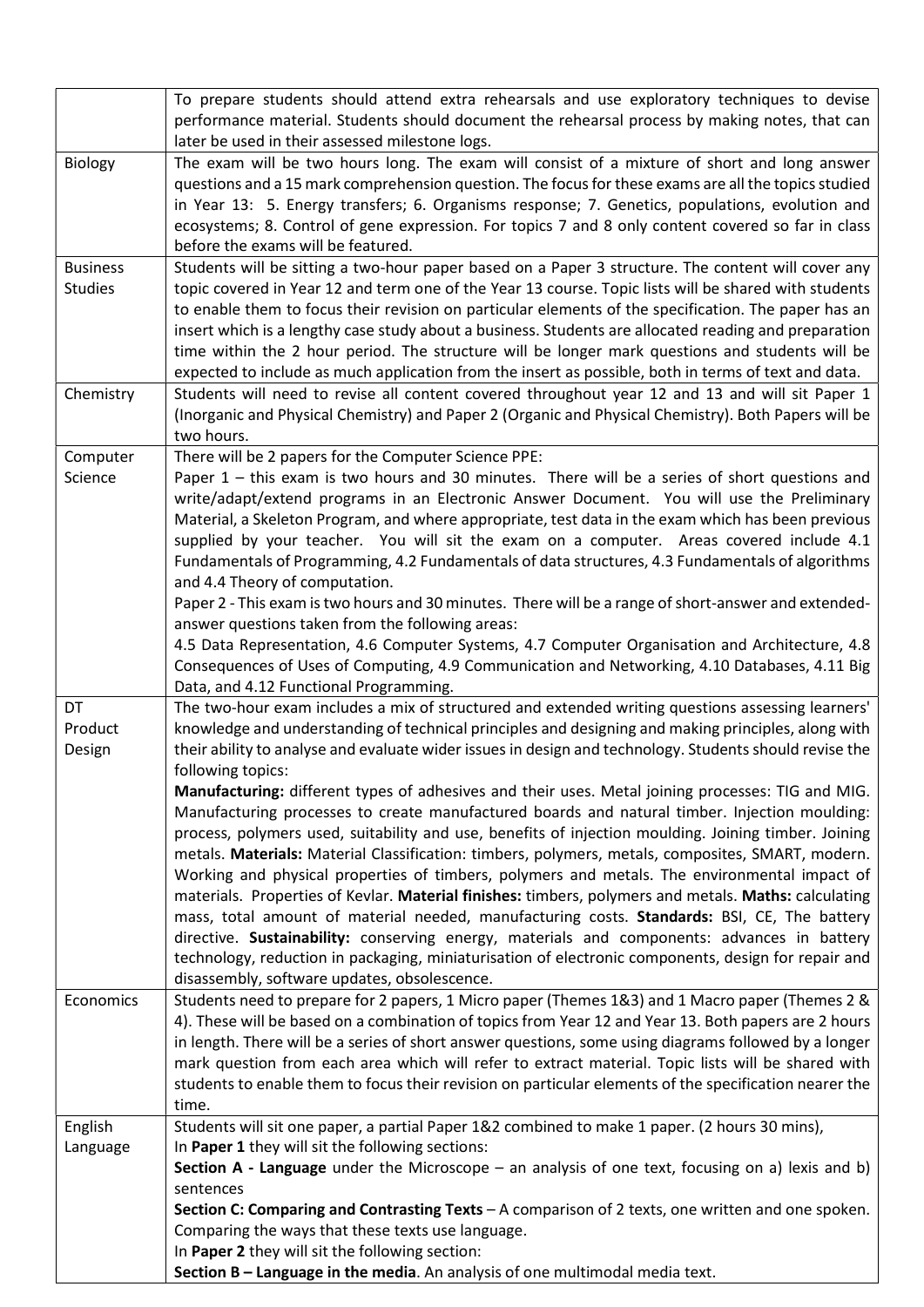| | |
|---|---|
| | To prepare students should attend extra rehearsals and use exploratory techniques to devise performance material. Students should document the rehearsal process by making notes, that can later be used in their assessed milestone logs. |
| Biology | The exam will be two hours long. The exam will consist of a mixture of short and long answer questions and a 15 mark comprehension question. The focus for these exams are all the topics studied in Year 13: 5. Energy transfers; 6. Organisms response; 7. Genetics, populations, evolution and ecosystems; 8. Control of gene expression. For topics 7 and 8 only content covered so far in class before the exams will be featured. |
| Business Studies | Students will be sitting a two-hour paper based on a Paper 3 structure. The content will cover any topic covered in Year 12 and term one of the Year 13 course. Topic lists will be shared with students to enable them to focus their revision on particular elements of the specification. The paper has an insert which is a lengthy case study about a business. Students are allocated reading and preparation time within the 2 hour period. The structure will be longer mark questions and students will be expected to include as much application from the insert as possible, both in terms of text and data. |
| Chemistry | Students will need to revise all content covered throughout year 12 and 13 and will sit Paper 1 (Inorganic and Physical Chemistry) and Paper 2 (Organic and Physical Chemistry). Both Papers will be two hours. |
| Computer Science | There will be 2 papers for the Computer Science PPE:<br>Paper 1 – this exam is two hours and 30 minutes. There will be a series of short questions and write/adapt/extend programs in an Electronic Answer Document. You will use the Preliminary Material, a Skeleton Program, and where appropriate, test data in the exam which has been previous supplied by your teacher. You will sit the exam on a computer. Areas covered include 4.1 Fundamentals of Programming, 4.2 Fundamentals of data structures, 4.3 Fundamentals of algorithms and 4.4 Theory of computation.<br>Paper 2 - This exam is two hours and 30 minutes. There will be a range of short-answer and extended-answer questions taken from the following areas:<br>4.5 Data Representation, 4.6 Computer Systems, 4.7 Computer Organisation and Architecture, 4.8 Consequences of Uses of Computing, 4.9 Communication and Networking, 4.10 Databases, 4.11 Big Data, and 4.12 Functional Programming. |
| DT Product Design | The two-hour exam includes a mix of structured and extended writing questions assessing learners' knowledge and understanding of technical principles and designing and making principles, along with their ability to analyse and evaluate wider issues in design and technology. Students should revise the following topics:<br>**Manufacturing:** different types of adhesives and their uses. Metal joining processes: TIG and MIG. Manufacturing processes to create manufactured boards and natural timber. Injection moulding: process, polymers used, suitability and use, benefits of injection moulding. Joining timber. Joining metals. **Materials:** Material Classification: timbers, polymers, metals, composites, SMART, modern. Working and physical properties of timbers, polymers and metals. The environmental impact of materials. Properties of Kevlar. **Material finishes:** timbers, polymers and metals. **Maths:** calculating mass, total amount of material needed, manufacturing costs. **Standards:** BSI, CE, The battery directive. **Sustainability:** conserving energy, materials and components: advances in battery technology, reduction in packaging, miniaturisation of electronic components, design for repair and disassembly, software updates, obsolescence. |
| Economics | Students need to prepare for 2 papers, 1 Micro paper (Themes 1&3) and 1 Macro paper (Themes 2 & 4). These will be based on a combination of topics from Year 12 and Year 13. Both papers are 2 hours in length. There will be a series of short answer questions, some using diagrams followed by a longer mark question from each area which will refer to extract material. Topic lists will be shared with students to enable them to focus their revision on particular elements of the specification nearer the time. |
| English Language | Students will sit one paper, a partial Paper 1&2 combined to make 1 paper. (2 hours 30 mins),<br>In **Paper 1** they will sit the following sections:<br>**Section A - Language** under the Microscope – an analysis of one text, focusing on a) lexis and b) sentences<br>**Section C: Comparing and Contrasting Texts** – A comparison of 2 texts, one written and one spoken. Comparing the ways that these texts use language.<br>In **Paper 2** they will sit the following section:<br>**Section B – Language in the media**. An analysis of one multimodal media text. |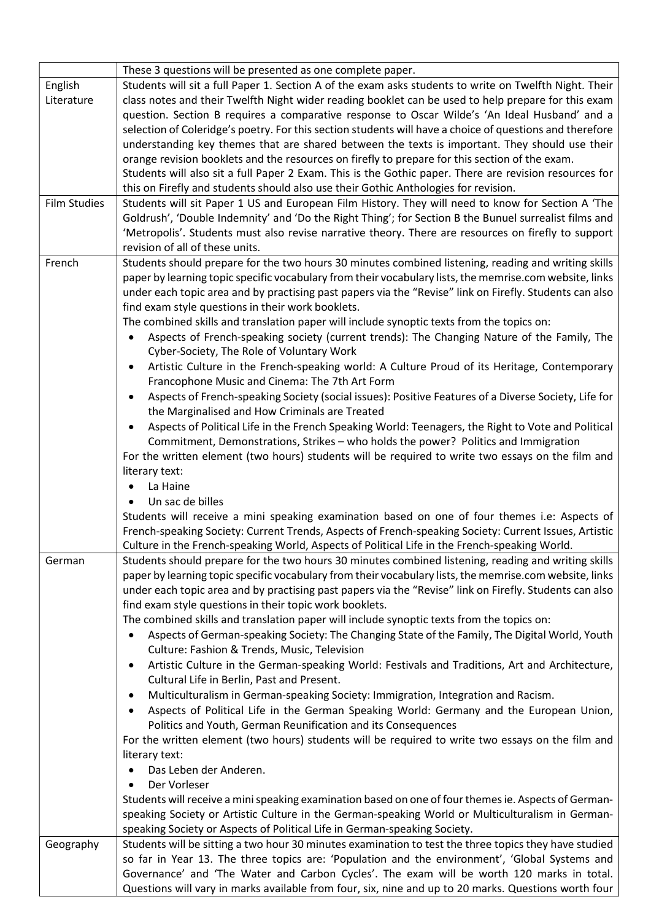| | |
|---|---|
| | These 3 questions will be presented as one complete paper. |
| English Literature | Students will sit a full Paper 1. Section A of the exam asks students to write on Twelfth Night. Their class notes and their Twelfth Night wider reading booklet can be used to help prepare for this exam question. Section B requires a comparative response to Oscar Wilde's 'An Ideal Husband' and a selection of Coleridge's poetry. For this section students will have a choice of questions and therefore understanding key themes that are shared between the texts is important. They should use their orange revision booklets and the resources on firefly to prepare for this section of the exam.<br>Students will also sit a full Paper 2 Exam. This is the Gothic paper. There are revision resources for this on Firefly and students should also use their Gothic Anthologies for revision. |
| Film Studies | Students will sit Paper 1 US and European Film History. They will need to know for Section A 'The Goldrush', 'Double Indemnity' and 'Do the Right Thing'; for Section B the Bunuel surrealist films and 'Metropolis'. Students must also revise narrative theory. There are resources on firefly to support revision of all of these units. |
| French | Students should prepare for the two hours 30 minutes combined listening, reading and writing skills paper by learning topic specific vocabulary from their vocabulary lists, the memrise.com website, links under each topic area and by practising past papers via the "Revise" link on Firefly. Students can also find exam style questions in their work booklets.<br>The combined skills and translation paper will include synoptic texts from the topics on:<br>• Aspects of French-speaking society (current trends): The Changing Nature of the Family, The Cyber-Society, The Role of Voluntary Work<br>• Artistic Culture in the French-speaking world: A Culture Proud of its Heritage, Contemporary Francophone Music and Cinema: The 7th Art Form<br>• Aspects of French-speaking Society (social issues): Positive Features of a Diverse Society, Life for the Marginalised and How Criminals are Treated<br>• Aspects of Political Life in the French Speaking World: Teenagers, the Right to Vote and Political Commitment, Demonstrations, Strikes – who holds the power? Politics and Immigration<br>For the written element (two hours) students will be required to write two essays on the film and literary text:<br>• La Haine<br>• Un sac de billes<br>Students will receive a mini speaking examination based on one of four themes i.e: Aspects of French-speaking Society: Current Trends, Aspects of French-speaking Society: Current Issues, Artistic Culture in the French-speaking World, Aspects of Political Life in the French-speaking World. |
| German | Students should prepare for the two hours 30 minutes combined listening, reading and writing skills paper by learning topic specific vocabulary from their vocabulary lists, the memrise.com website, links under each topic area and by practising past papers via the "Revise" link on Firefly. Students can also find exam style questions in their topic work booklets.<br>The combined skills and translation paper will include synoptic texts from the topics on:<br>• Aspects of German-speaking Society: The Changing State of the Family, The Digital World, Youth Culture: Fashion & Trends, Music, Television<br>• Artistic Culture in the German-speaking World: Festivals and Traditions, Art and Architecture, Cultural Life in Berlin, Past and Present.<br>• Multiculturalism in German-speaking Society: Immigration, Integration and Racism.<br>• Aspects of Political Life in the German Speaking World: Germany and the European Union, Politics and Youth, German Reunification and its Consequences<br>For the written element (two hours) students will be required to write two essays on the film and literary text:<br>• Das Leben der Anderen.<br>• Der Vorleser<br>Students will receive a mini speaking examination based on one of four themes ie. Aspects of German-speaking Society or Artistic Culture in the German-speaking World or Multiculturalism in German-speaking Society or Aspects of Political Life in German-speaking Society. |
| Geography | Students will be sitting a two hour 30 minutes examination to test the three topics they have studied so far in Year 13. The three topics are: 'Population and the environment', 'Global Systems and Governance' and 'The Water and Carbon Cycles'. The exam will be worth 120 marks in total. Questions will vary in marks available from four, six, nine and up to 20 marks. Questions worth four |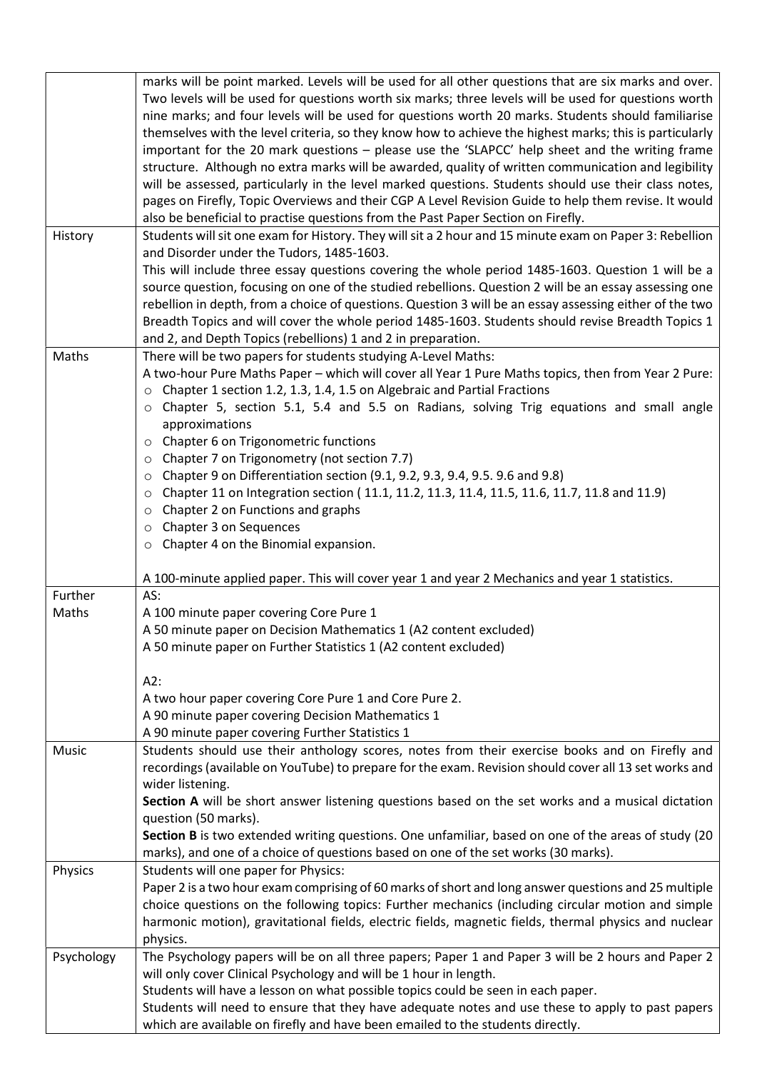| | |
|---|---|
| | marks will be point marked. Levels will be used for all other questions that are six marks and over. Two levels will be used for questions worth six marks; three levels will be used for questions worth nine marks; and four levels will be used for questions worth 20 marks. Students should familiarise themselves with the level criteria, so they know how to achieve the highest marks; this is particularly important for the 20 mark questions – please use the 'SLAPCC' help sheet and the writing frame structure. Although no extra marks will be awarded, quality of written communication and legibility will be assessed, particularly in the level marked questions. Students should use their class notes, pages on Firefly, Topic Overviews and their CGP A Level Revision Guide to help them revise. It would also be beneficial to practise questions from the Past Paper Section on Firefly. |
| History | Students will sit one exam for History. They will sit a 2 hour and 15 minute exam on Paper 3: Rebellion and Disorder under the Tudors, 1485-1603.<br>This will include three essay questions covering the whole period 1485-1603. Question 1 will be a source question, focusing on one of the studied rebellions. Question 2 will be an essay assessing one rebellion in depth, from a choice of questions. Question 3 will be an essay assessing either of the two Breadth Topics and will cover the whole period 1485-1603. Students should revise Breadth Topics 1 and 2, and Depth Topics (rebellions) 1 and 2 in preparation. |
| Maths | There will be two papers for students studying A-Level Maths:<br>A two-hour Pure Maths Paper – which will cover all Year 1 Pure Maths topics, then from Year 2 Pure:<br>o Chapter 1 section 1.2, 1.3, 1.4, 1.5 on Algebraic and Partial Fractions<br>o Chapter 5, section 5.1, 5.4 and 5.5 on Radians, solving Trig equations and small angle approximations<br>o Chapter 6 on Trigonometric functions<br>o Chapter 7 on Trigonometry (not section 7.7)<br>o Chapter 9 on Differentiation section (9.1, 9.2, 9.3, 9.4, 9.5. 9.6 and 9.8)<br>o Chapter 11 on Integration section ( 11.1, 11.2, 11.3, 11.4, 11.5, 11.6, 11.7, 11.8 and 11.9)<br>o Chapter 2 on Functions and graphs<br>o Chapter 3 on Sequences<br>o Chapter 4 on the Binomial expansion.<br><br>A 100-minute applied paper. This will cover year 1 and year 2 Mechanics and year 1 statistics. |
| Further Maths | AS:<br>A 100 minute paper covering Core Pure 1<br>A 50 minute paper on Decision Mathematics 1 (A2 content excluded)<br>A 50 minute paper on Further Statistics 1 (A2 content excluded)<br><br>A2:<br>A two hour paper covering Core Pure 1 and Core Pure 2.<br>A 90 minute paper covering Decision Mathematics 1<br>A 90 minute paper covering Further Statistics 1 |
| Music | Students should use their anthology scores, notes from their exercise books and on Firefly and recordings (available on YouTube) to prepare for the exam. Revision should cover all 13 set works and wider listening.<br>**Section A** will be short answer listening questions based on the set works and a musical dictation question (50 marks).<br>**Section B** is two extended writing questions. One unfamiliar, based on one of the areas of study (20 marks), and one of a choice of questions based on one of the set works (30 marks). |
| Physics | Students will one paper for Physics:<br>Paper 2 is a two hour exam comprising of 60 marks of short and long answer questions and 25 multiple choice questions on the following topics: Further mechanics (including circular motion and simple harmonic motion), gravitational fields, electric fields, magnetic fields, thermal physics and nuclear physics. |
| Psychology | The Psychology papers will be on all three papers; Paper 1 and Paper 3 will be 2 hours and Paper 2 will only cover Clinical Psychology and will be 1 hour in length.<br>Students will have a lesson on what possible topics could be seen in each paper.<br>Students will need to ensure that they have adequate notes and use these to apply to past papers which are available on firefly and have been emailed to the students directly. |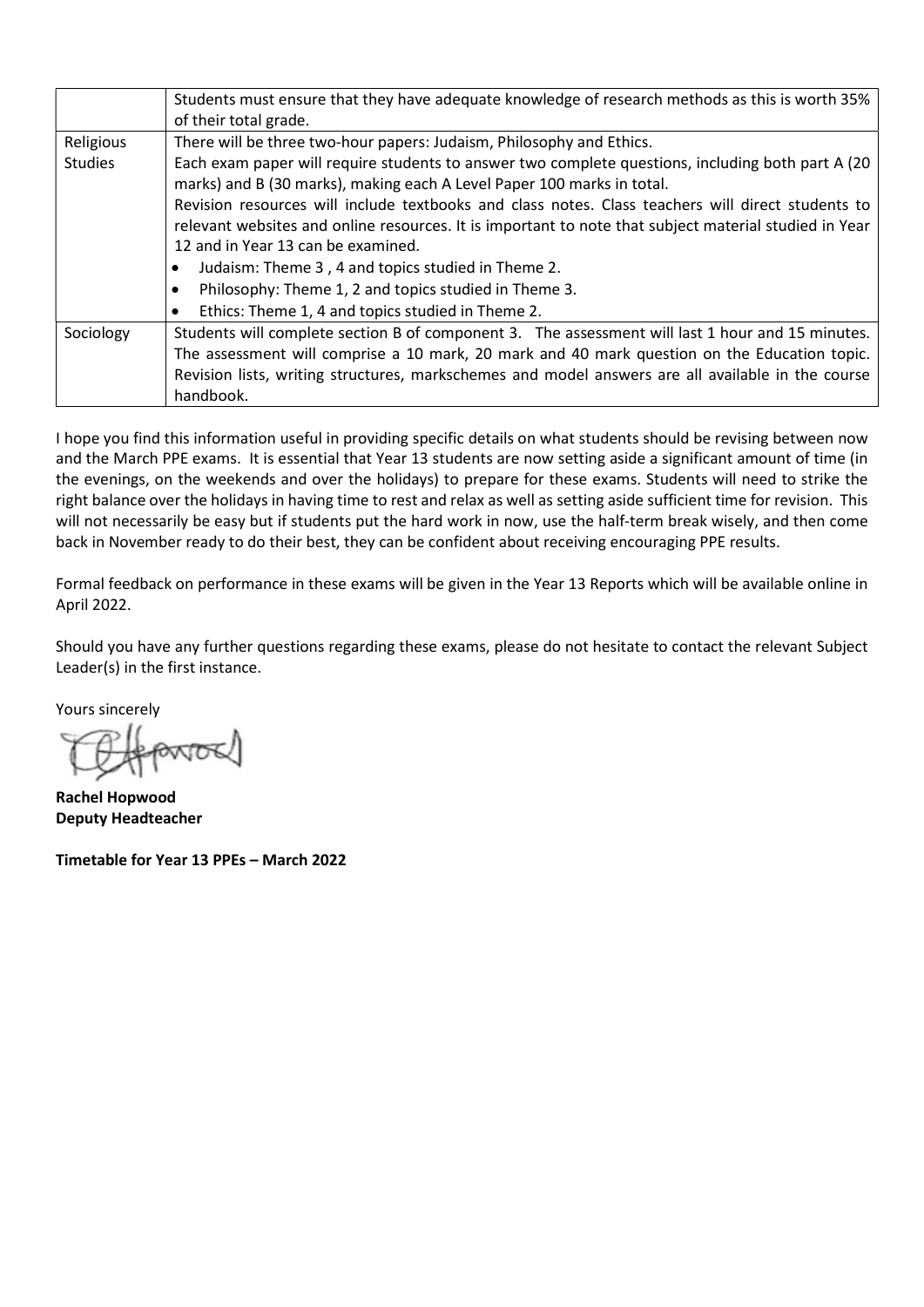| | |
|---|---|
| | Students must ensure that they have adequate knowledge of research methods as this is worth 35% of their total grade. |
| Religious Studies | There will be three two-hour papers: Judaism, Philosophy and Ethics.<br>Each exam paper will require students to answer two complete questions, including both part A (20 marks) and B (30 marks), making each A Level Paper 100 marks in total.<br>Revision resources will include textbooks and class notes. Class teachers will direct students to relevant websites and online resources. It is important to note that subject material studied in Year 12 and in Year 13 can be examined.<br>• Judaism: Theme 3 , 4 and topics studied in Theme 2.<br>• Philosophy: Theme 1, 2 and topics studied in Theme 3.<br>• Ethics: Theme 1, 4 and topics studied in Theme 2. |
| Sociology | Students will complete section B of component 3. The assessment will last 1 hour and 15 minutes. The assessment will comprise a 10 mark, 20 mark and 40 mark question on the Education topic. Revision lists, writing structures, markschemes and model answers are all available in the course handbook. |

I hope you find this information useful in providing specific details on what students should be revising between now and the March PPE exams. It is essential that Year 13 students are now setting aside a significant amount of time (in the evenings, on the weekends and over the holidays) to prepare for these exams. Students will need to strike the right balance over the holidays in having time to rest and relax as well as setting aside sufficient time for revision. This will not necessarily be easy but if students put the hard work in now, use the half-term break wisely, and then come back in November ready to do their best, they can be confident about receiving encouraging PPE results.

Formal feedback on performance in these exams will be given in the Year 13 Reports which will be available online in April 2022.

Should you have any further questions regarding these exams, please do not hesitate to contact the relevant Subject Leader(s) in the first instance.

Yours sincerely

**Rachel Hopwood**
**Deputy Headteacher**

**Timetable for Year 13 PPEs – March 2022**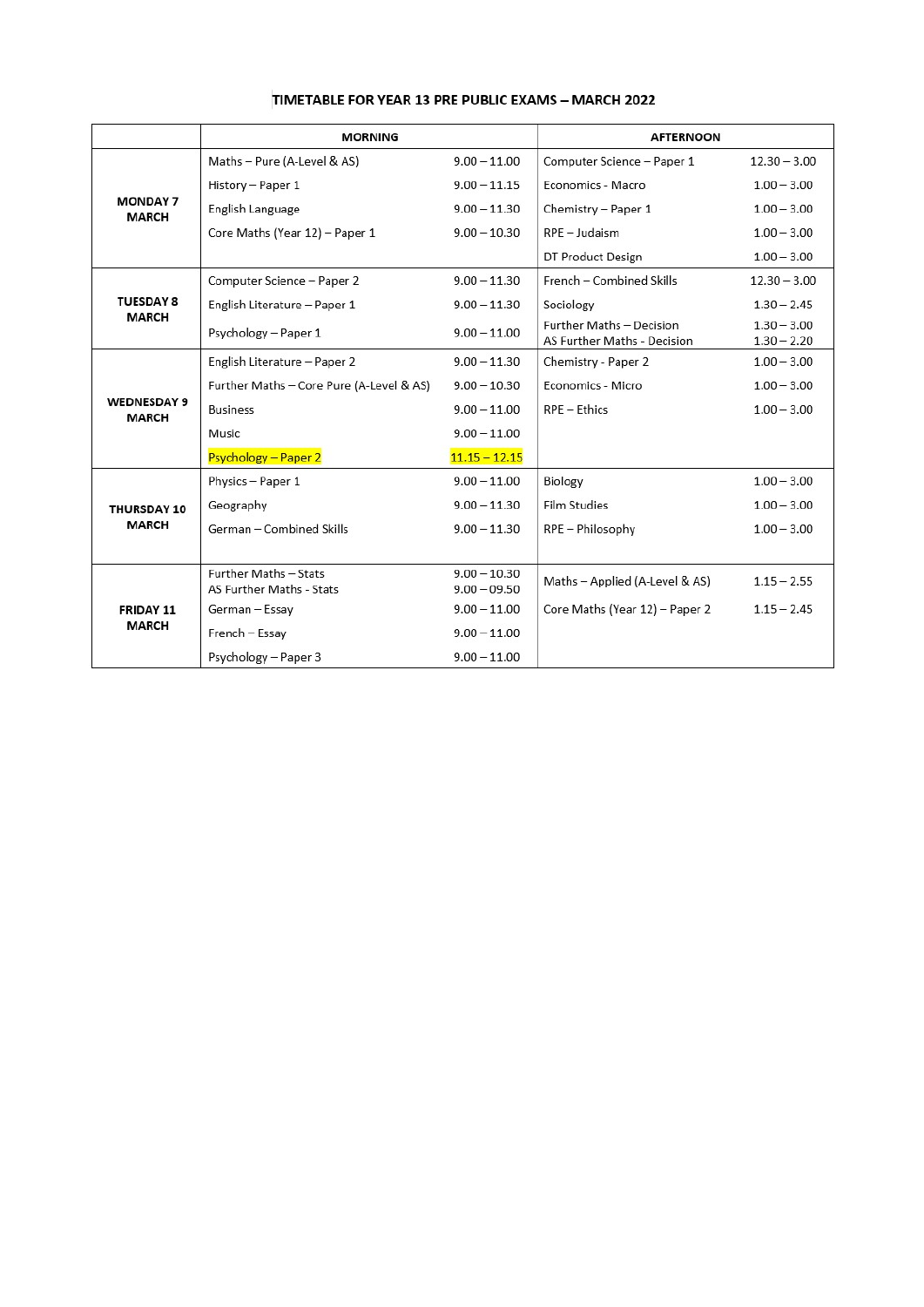# TIMETABLE FOR YEAR 13 PRE PUBLIC EXAMS – MARCH 2022

| | MORNING | | AFTERNOON | |
|---|---|---|---|---|
| **MONDAY 7 MARCH** | Maths – Pure (A-Level & AS) | 9.00 – 11.00 | Computer Science – Paper 1 | 12.30 – 3.00 |
| | History – Paper 1 | 9.00 – 11.15 | Economics - Macro | 1.00 – 3.00 |
| | English Language | 9.00 – 11.30 | Chemistry – Paper 1 | 1.00 – 3.00 |
| | Core Maths (Year 12) – Paper 1 | 9.00 – 10.30 | RPE – Judaism | 1.00 – 3.00 |
| | | | DT Product Design | 1.00 – 3.00 |
| **TUESDAY 8 MARCH** | Computer Science – Paper 2 | 9.00 – 11.30 | French – Combined Skills | 12.30 – 3.00 |
| | English Literature – Paper 1 | 9.00 – 11.30 | Sociology | 1.30 – 2.45 |
| | Psychology – Paper 1 | 9.00 – 11.00 | Further Maths – Decision<br>AS Further Maths - Decision | 1.30 – 3.00<br>1.30 – 2.20 |
| **WEDNESDAY 9 MARCH** | English Literature – Paper 2 | 9.00 – 11.30 | Chemistry - Paper 2 | 1.00 – 3.00 |
| | Further Maths – Core Pure (A-Level & AS) | 9.00 – 10.30 | Economics - Micro | 1.00 – 3.00 |
| | Business | 9.00 – 11.00 | RPE – Ethics | 1.00 – 3.00 |
| | Music | 9.00 – 11.00 | | |
| | Psychology – Paper 2 | 11.15 – 12.15 | | |
| **THURSDAY 10 MARCH** | Physics – Paper 1 | 9.00 – 11.00 | Biology | 1.00 – 3.00 |
| | Geography | 9.00 – 11.30 | Film Studies | 1.00 – 3.00 |
| | German – Combined Skills | 9.00 – 11.30 | RPE – Philosophy | 1.00 – 3.00 |
| **FRIDAY 11 MARCH** | Further Maths – Stats<br>AS Further Maths - Stats | 9.00 – 10.30<br>9.00 – 09.50 | Maths – Applied (A-Level & AS) | 1.15 – 2.55 |
| | German – Essay | 9.00 – 11.00 | Core Maths (Year 12) – Paper 2 | 1.15 – 2.45 |
| | French – Essay | 9.00 – 11.00 | | |
| | Psychology – Paper 3 | 9.00 – 11.00 | | |